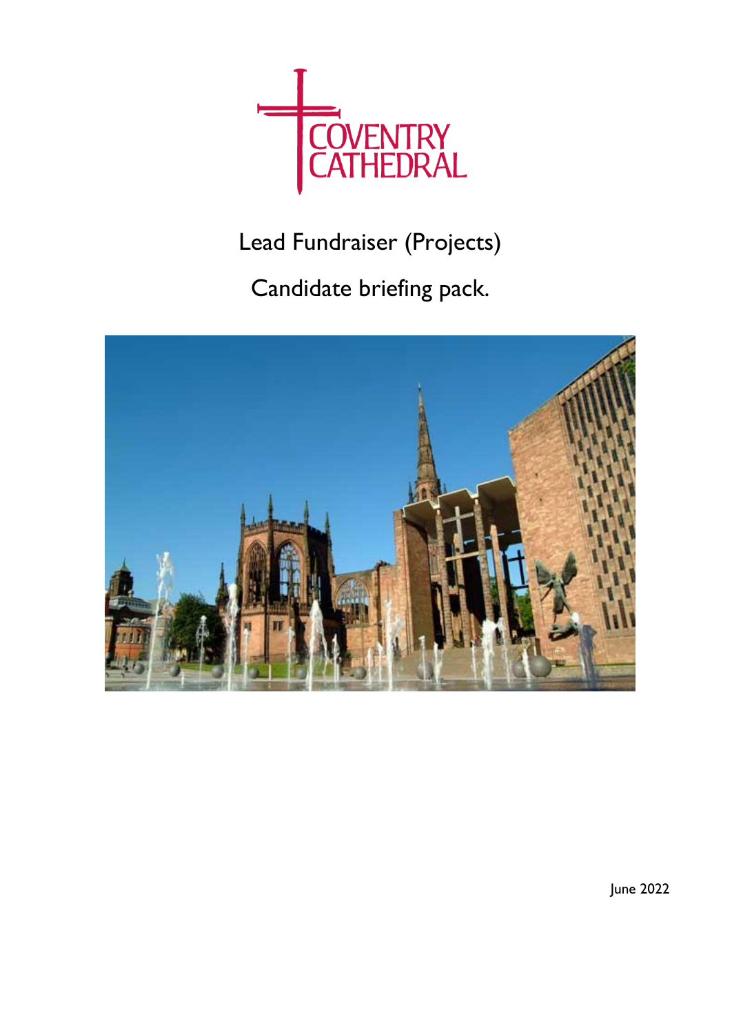COVENTRY CATHEDRAL

# Lead Fundraiser (Projects)

## Candidate briefing pack.

June 2022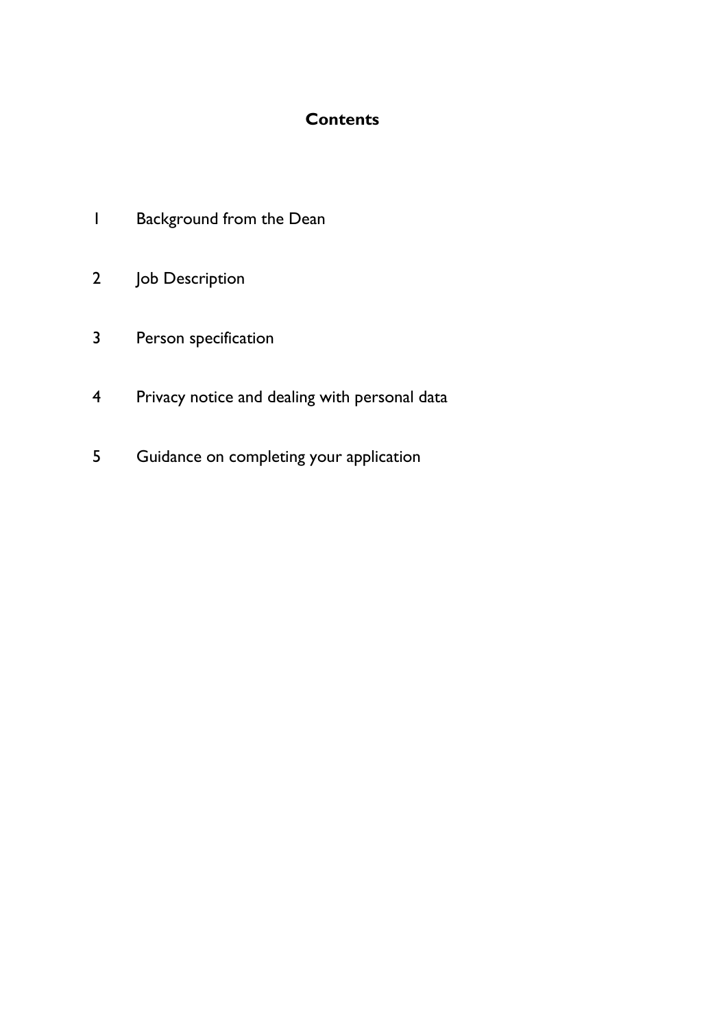## Contents

1 Background from the Dean

2 Job Description

3 Person specification

4 Privacy notice and dealing with personal data

5 Guidance on completing your application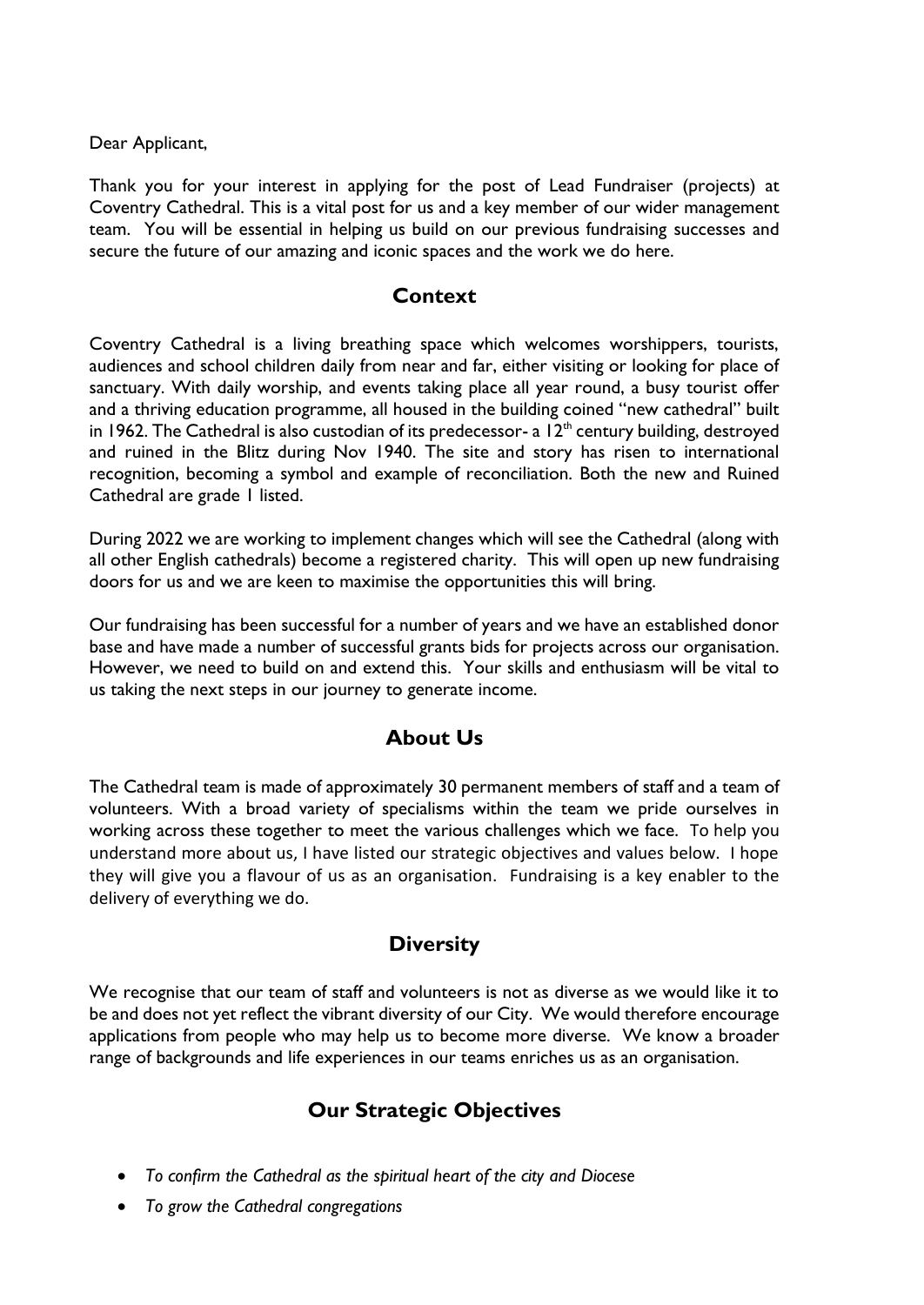Dear Applicant,

Thank you for your interest in applying for the post of Lead Fundraiser (projects) at Coventry Cathedral. This is a vital post for us and a key member of our wider management team. You will be essential in helping us build on our previous fundraising successes and secure the future of our amazing and iconic spaces and the work we do here.

## Context

Coventry Cathedral is a living breathing space which welcomes worshippers, tourists, audiences and school children daily from near and far, either visiting or looking for place of sanctuary. With daily worship, and events taking place all year round, a busy tourist offer and a thriving education programme, all housed in the building coined "new cathedral" built in 1962. The Cathedral is also custodian of its predecessor- a 12th century building, destroyed and ruined in the Blitz during Nov 1940. The site and story has risen to international recognition, becoming a symbol and example of reconciliation. Both the new and Ruined Cathedral are grade 1 listed.

During 2022 we are working to implement changes which will see the Cathedral (along with all other English cathedrals) become a registered charity. This will open up new fundraising doors for us and we are keen to maximise the opportunities this will bring.

Our fundraising has been successful for a number of years and we have an established donor base and have made a number of successful grants bids for projects across our organisation. However, we need to build on and extend this. Your skills and enthusiasm will be vital to us taking the next steps in our journey to generate income.

## About Us

The Cathedral team is made of approximately 30 permanent members of staff and a team of volunteers. With a broad variety of specialisms within the team we pride ourselves in working across these together to meet the various challenges which we face. To help you understand more about us, I have listed our strategic objectives and values below. I hope they will give you a flavour of us as an organisation. Fundraising is a key enabler to the delivery of everything we do.

## Diversity

We recognise that our team of staff and volunteers is not as diverse as we would like it to be and does not yet reflect the vibrant diversity of our City. We would therefore encourage applications from people who may help us to become more diverse. We know a broader range of backgrounds and life experiences in our teams enriches us as an organisation.

## Our Strategic Objectives

- *To confirm the Cathedral as the spiritual heart of the city and Diocese*
- *To grow the Cathedral congregations*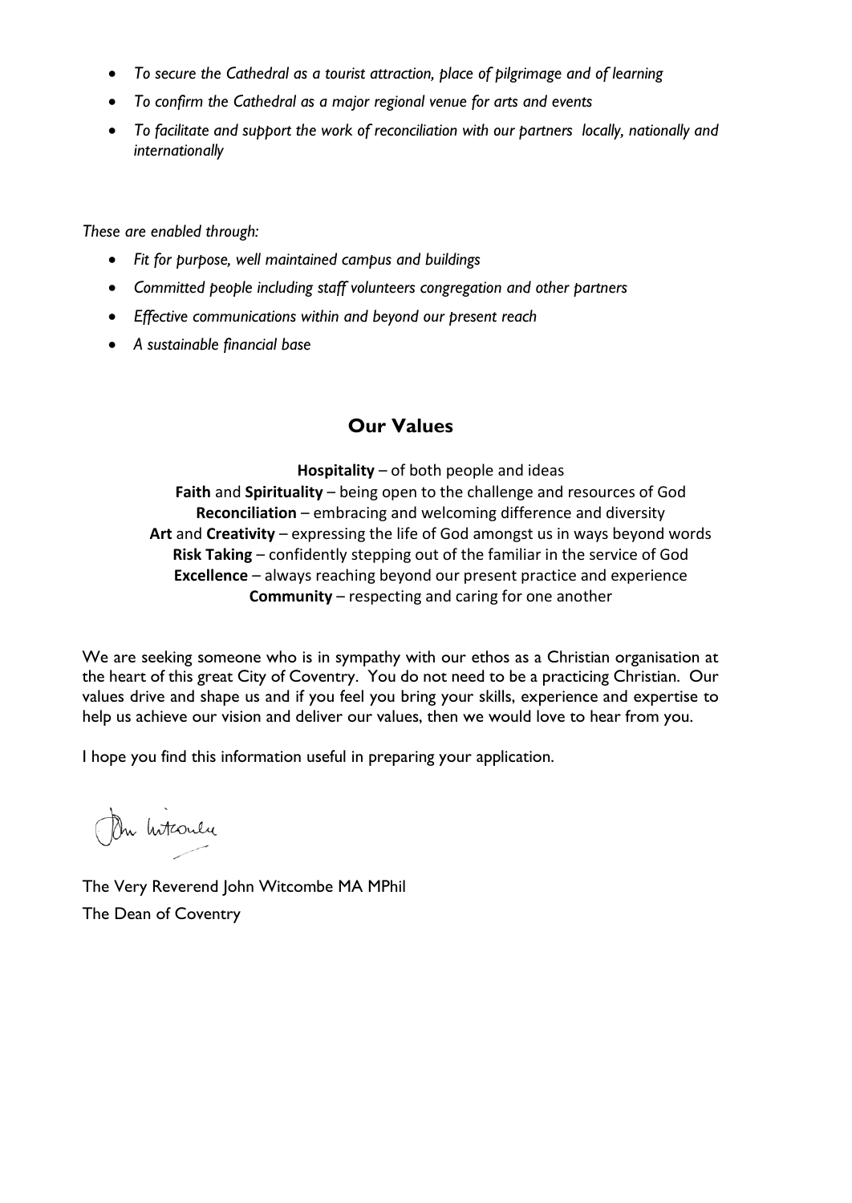- *To secure the Cathedral as a tourist attraction, place of pilgrimage and of learning*
- *To confirm the Cathedral as a major regional venue for arts and events*
- *To facilitate and support the work of reconciliation with our partners locally, nationally and internationally*

*These are enabled through:*

- *Fit for purpose, well maintained campus and buildings*
- *Committed people including staff volunteers congregation and other partners*
- *Effective communications within and beyond our present reach*
- *A sustainable financial base*

## Our Values

**Hospitality** – of both people and ideas
**Faith** and **Spirituality** – being open to the challenge and resources of God
**Reconciliation** – embracing and welcoming difference and diversity
**Art** and **Creativity** – expressing the life of God amongst us in ways beyond words
**Risk Taking** – confidently stepping out of the familiar in the service of God
**Excellence** – always reaching beyond our present practice and experience
**Community** – respecting and caring for one another

We are seeking someone who is in sympathy with our ethos as a Christian organisation at the heart of this great City of Coventry. You do not need to be a practicing Christian. Our values drive and shape us and if you feel you bring your skills, experience and expertise to help us achieve our vision and deliver our values, then we would love to hear from you.

I hope you find this information useful in preparing your application.

John Witcombe

The Very Reverend John Witcombe MA MPhil
The Dean of Coventry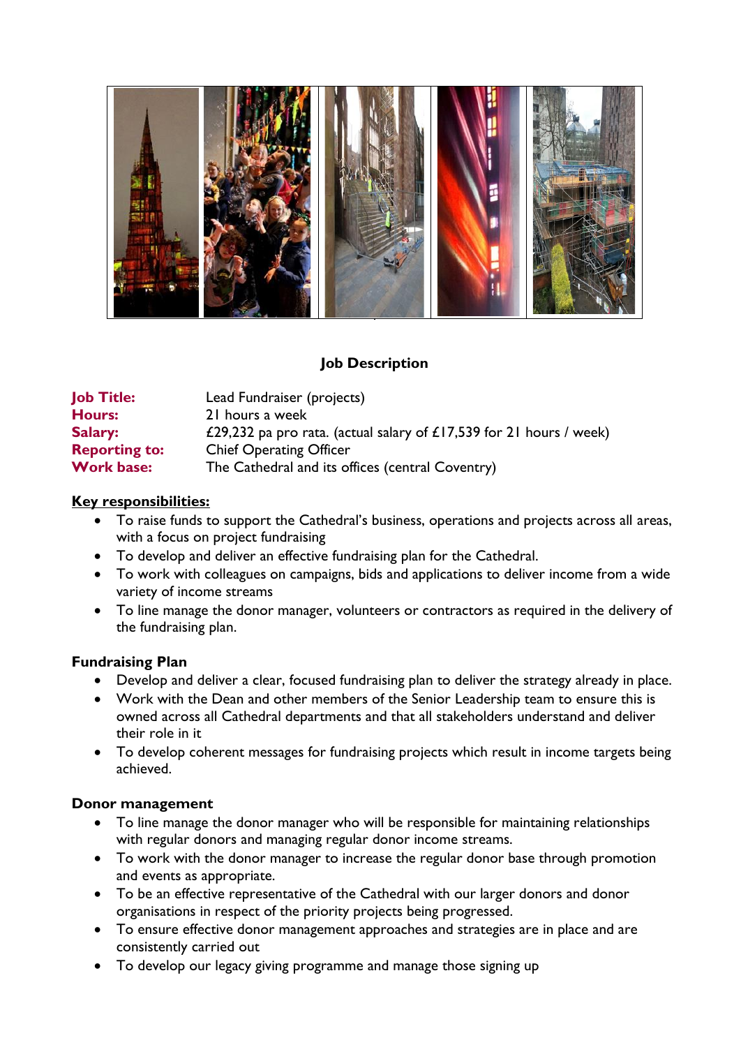## Job Description

| | |
|---|---|
| **Job Title:** | Lead Fundraiser (projects) |
| **Hours:** | 21 hours a week |
| **Salary:** | £29,232 pa pro rata. (actual salary of £17,539 for 21 hours / week) |
| **Reporting to:** | Chief Operating Officer |
| **Work base:** | The Cathedral and its offices (central Coventry) |

### Key responsibilities:

- To raise funds to support the Cathedral's business, operations and projects across all areas, with a focus on project fundraising
- To develop and deliver an effective fundraising plan for the Cathedral.
- To work with colleagues on campaigns, bids and applications to deliver income from a wide variety of income streams
- To line manage the donor manager, volunteers or contractors as required in the delivery of the fundraising plan.

### Fundraising Plan

- Develop and deliver a clear, focused fundraising plan to deliver the strategy already in place.
- Work with the Dean and other members of the Senior Leadership team to ensure this is owned across all Cathedral departments and that all stakeholders understand and deliver their role in it
- To develop coherent messages for fundraising projects which result in income targets being achieved.

### Donor management

- To line manage the donor manager who will be responsible for maintaining relationships with regular donors and managing regular donor income streams.
- To work with the donor manager to increase the regular donor base through promotion and events as appropriate.
- To be an effective representative of the Cathedral with our larger donors and donor organisations in respect of the priority projects being progressed.
- To ensure effective donor management approaches and strategies are in place and are consistently carried out
- To develop our legacy giving programme and manage those signing up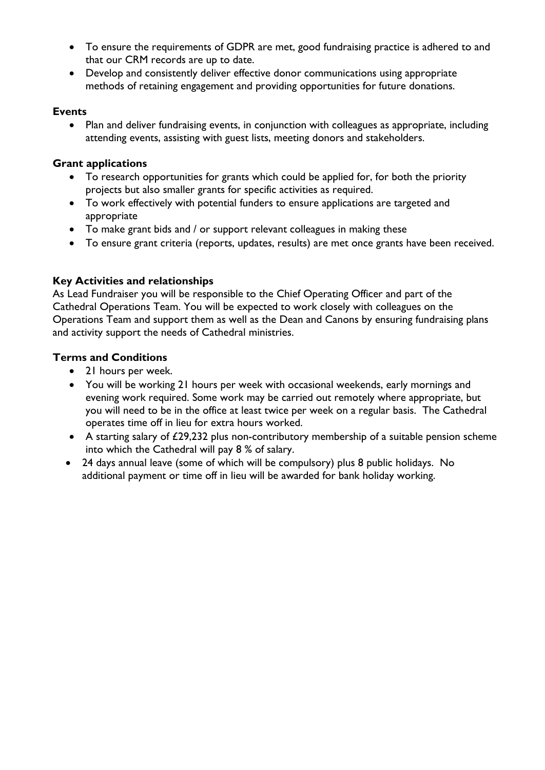- To ensure the requirements of GDPR are met, good fundraising practice is adhered to and that our CRM records are up to date.
- Develop and consistently deliver effective donor communications using appropriate methods of retaining engagement and providing opportunities for future donations.

**Events**

- Plan and deliver fundraising events, in conjunction with colleagues as appropriate, including attending events, assisting with guest lists, meeting donors and stakeholders.

**Grant applications**

- To research opportunities for grants which could be applied for, for both the priority projects but also smaller grants for specific activities as required.
- To work effectively with potential funders to ensure applications are targeted and appropriate
- To make grant bids and / or support relevant colleagues in making these
- To ensure grant criteria (reports, updates, results) are met once grants have been received.

**Key Activities and relationships**

As Lead Fundraiser you will be responsible to the Chief Operating Officer and part of the Cathedral Operations Team. You will be expected to work closely with colleagues on the Operations Team and support them as well as the Dean and Canons by ensuring fundraising plans and activity support the needs of Cathedral ministries.

**Terms and Conditions**

- 21 hours per week.
- You will be working 21 hours per week with occasional weekends, early mornings and evening work required. Some work may be carried out remotely where appropriate, but you will need to be in the office at least twice per week on a regular basis. The Cathedral operates time off in lieu for extra hours worked.
- A starting salary of £29,232 plus non-contributory membership of a suitable pension scheme into which the Cathedral will pay 8 % of salary.
- 24 days annual leave (some of which will be compulsory) plus 8 public holidays. No additional payment or time off in lieu will be awarded for bank holiday working.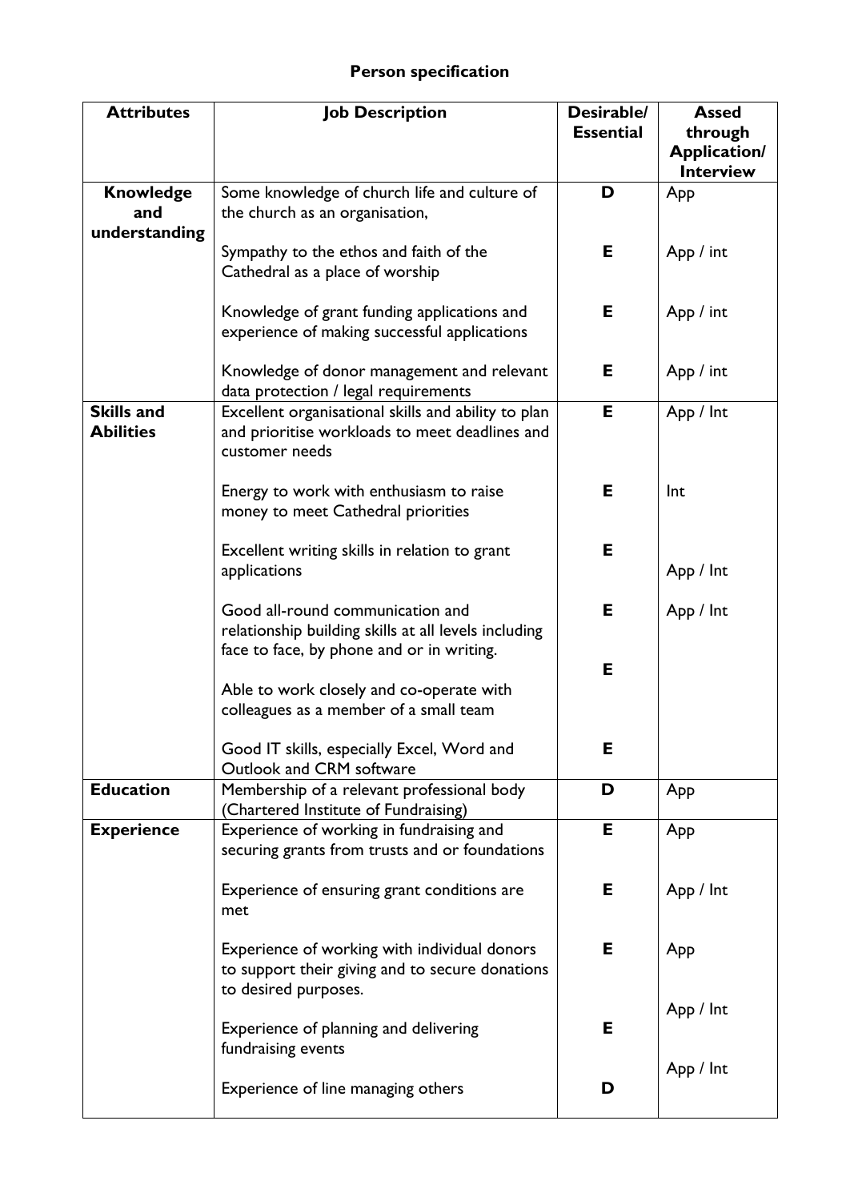# Person specification

| Attributes | Job Description | Desirable/ Essential | Assed through Application/ Interview |
|---|---|---|---|
| **Knowledge and understanding** | Some knowledge of church life and culture of the church as an organisation, | **D** | App |
| | Sympathy to the ethos and faith of the Cathedral as a place of worship | **E** | App / int |
| | Knowledge of grant funding applications and experience of making successful applications | **E** | App / int |
| | Knowledge of donor management and relevant data protection / legal requirements | **E** | App / int |
| **Skills and Abilities** | Excellent organisational skills and ability to plan and prioritise workloads to meet deadlines and customer needs | **E** | App / Int |
| | Energy to work with enthusiasm to raise money to meet Cathedral priorities | **E** | Int |
| | Excellent writing skills in relation to grant applications | **E** | App / Int |
| | Good all-round communication and relationship building skills at all levels including face to face, by phone and or in writing. | **E** | App / Int |
| | Able to work closely and co-operate with colleagues as a member of a small team | **E** | |
| | Good IT skills, especially Excel, Word and Outlook and CRM software | **E** | |
| **Education** | Membership of a relevant professional body (Chartered Institute of Fundraising) | **D** | App |
| **Experience** | Experience of working in fundraising and securing grants from trusts and or foundations | **E** | App |
| | Experience of ensuring grant conditions are met | **E** | App / Int |
| | Experience of working with individual donors to support their giving and to secure donations to desired purposes. | **E** | App |
| | Experience of planning and delivering fundraising events | **E** | App / Int |
| | Experience of line managing others | **D** | App / Int |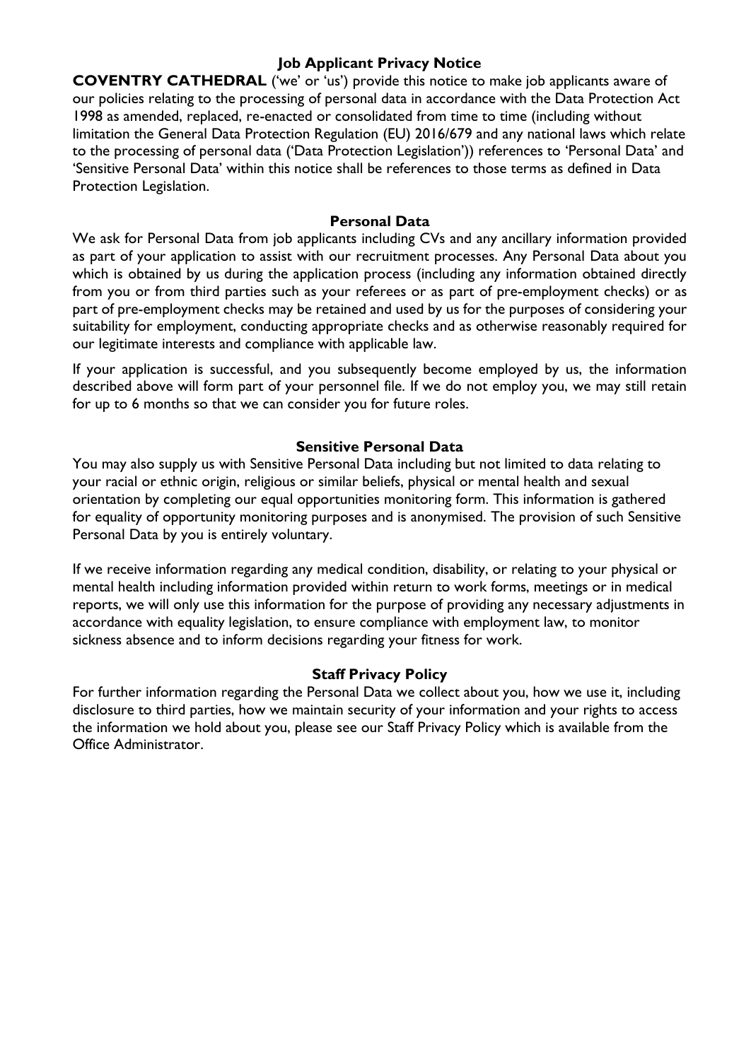## Job Applicant Privacy Notice

**COVENTRY CATHEDRAL** ('we' or 'us') provide this notice to make job applicants aware of our policies relating to the processing of personal data in accordance with the Data Protection Act 1998 as amended, replaced, re-enacted or consolidated from time to time (including without limitation the General Data Protection Regulation (EU) 2016/679 and any national laws which relate to the processing of personal data ('Data Protection Legislation')) references to 'Personal Data' and 'Sensitive Personal Data' within this notice shall be references to those terms as defined in Data Protection Legislation.

### Personal Data

We ask for Personal Data from job applicants including CVs and any ancillary information provided as part of your application to assist with our recruitment processes. Any Personal Data about you which is obtained by us during the application process (including any information obtained directly from you or from third parties such as your referees or as part of pre-employment checks) or as part of pre-employment checks may be retained and used by us for the purposes of considering your suitability for employment, conducting appropriate checks and as otherwise reasonably required for our legitimate interests and compliance with applicable law.

If your application is successful, and you subsequently become employed by us, the information described above will form part of your personnel file. If we do not employ you, we may still retain for up to 6 months so that we can consider you for future roles.

### Sensitive Personal Data

You may also supply us with Sensitive Personal Data including but not limited to data relating to your racial or ethnic origin, religious or similar beliefs, physical or mental health and sexual orientation by completing our equal opportunities monitoring form. This information is gathered for equality of opportunity monitoring purposes and is anonymised. The provision of such Sensitive Personal Data by you is entirely voluntary.

If we receive information regarding any medical condition, disability, or relating to your physical or mental health including information provided within return to work forms, meetings or in medical reports, we will only use this information for the purpose of providing any necessary adjustments in accordance with equality legislation, to ensure compliance with employment law, to monitor sickness absence and to inform decisions regarding your fitness for work.

### Staff Privacy Policy

For further information regarding the Personal Data we collect about you, how we use it, including disclosure to third parties, how we maintain security of your information and your rights to access the information we hold about you, please see our Staff Privacy Policy which is available from the Office Administrator.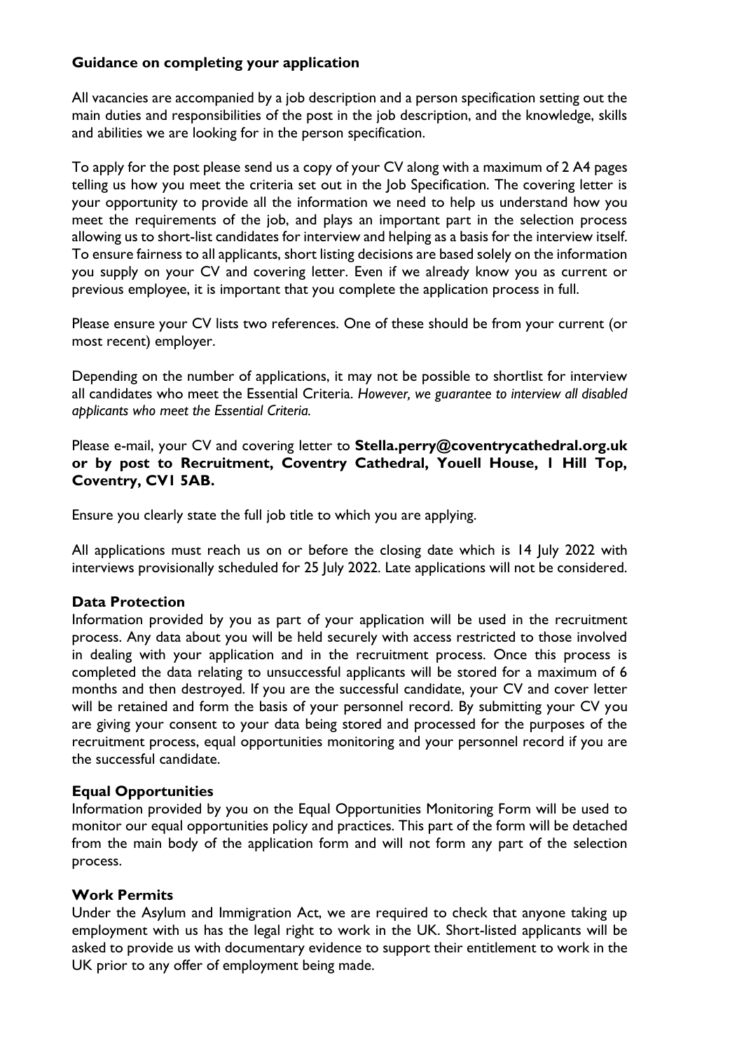**Guidance on completing your application**

All vacancies are accompanied by a job description and a person specification setting out the main duties and responsibilities of the post in the job description, and the knowledge, skills and abilities we are looking for in the person specification.

To apply for the post please send us a copy of your CV along with a maximum of 2 A4 pages telling us how you meet the criteria set out in the Job Specification. The covering letter is your opportunity to provide all the information we need to help us understand how you meet the requirements of the job, and plays an important part in the selection process allowing us to short-list candidates for interview and helping as a basis for the interview itself. To ensure fairness to all applicants, short listing decisions are based solely on the information you supply on your CV and covering letter. Even if we already know you as current or previous employee, it is important that you complete the application process in full.

Please ensure your CV lists two references. One of these should be from your current (or most recent) employer.

Depending on the number of applications, it may not be possible to shortlist for interview all candidates who meet the Essential Criteria. *However, we guarantee to interview all disabled applicants who meet the Essential Criteria.*

Please e-mail, your CV and covering letter to **Stella.perry@coventrycathedral.org.uk or by post to Recruitment, Coventry Cathedral, Youell House, 1 Hill Top, Coventry, CV1 5AB.**

Ensure you clearly state the full job title to which you are applying.

All applications must reach us on or before the closing date which is 14 July 2022 with interviews provisionally scheduled for 25 July 2022. Late applications will not be considered.

**Data Protection**

Information provided by you as part of your application will be used in the recruitment process. Any data about you will be held securely with access restricted to those involved in dealing with your application and in the recruitment process. Once this process is completed the data relating to unsuccessful applicants will be stored for a maximum of 6 months and then destroyed. If you are the successful candidate, your CV and cover letter will be retained and form the basis of your personnel record. By submitting your CV you are giving your consent to your data being stored and processed for the purposes of the recruitment process, equal opportunities monitoring and your personnel record if you are the successful candidate.

**Equal Opportunities**

Information provided by you on the Equal Opportunities Monitoring Form will be used to monitor our equal opportunities policy and practices. This part of the form will be detached from the main body of the application form and will not form any part of the selection process.

**Work Permits**

Under the Asylum and Immigration Act, we are required to check that anyone taking up employment with us has the legal right to work in the UK. Short-listed applicants will be asked to provide us with documentary evidence to support their entitlement to work in the UK prior to any offer of employment being made.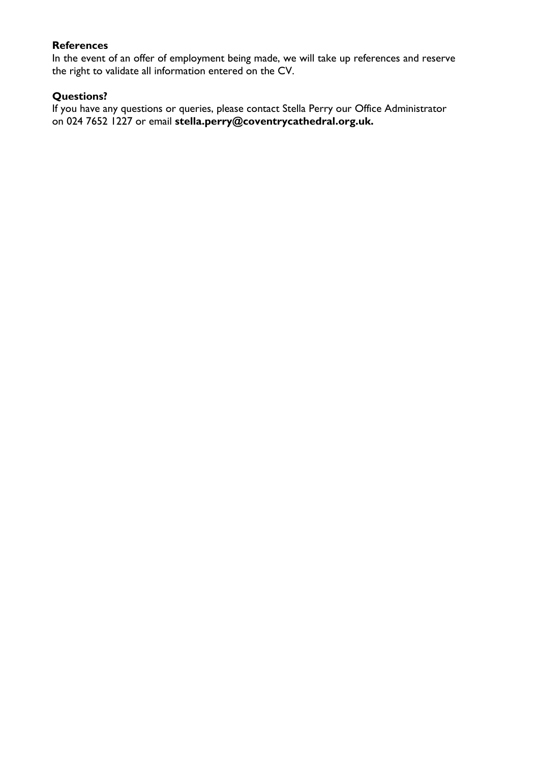**References**
In the event of an offer of employment being made, we will take up references and reserve the right to validate all information entered on the CV.

**Questions?**
If you have any questions or queries, please contact Stella Perry our Office Administrator on 024 7652 1227 or email **stella.perry@coventrycathedral.org.uk.**